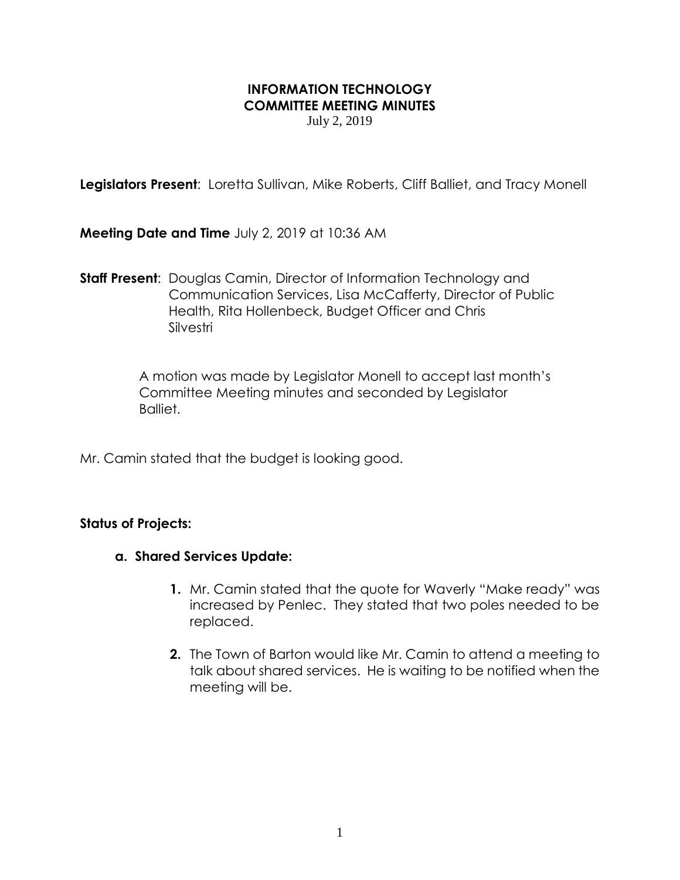# INFORMATION TECHNOLOGY COMMITTEE MEETING MINUTES

July 2, 2019

**Legislators Present**: Loretta Sullivan, Mike Roberts, Cliff Balliet, and Tracy Monell

**Meeting Date and Time** July 2, 2019 at 10:36 AM

**Staff Present**: Douglas Camin, Director of Information Technology and Communication Services, Lisa McCafferty, Director of Public Health, Rita Hollenbeck, Budget Officer and Chris Silvestri

A motion was made by Legislator Monell to accept last month's Committee Meeting minutes and seconded by Legislator Balliet.

Mr. Camin stated that the budget is looking good.

**Status of Projects:**

**a. Shared Services Update:**

1. Mr. Camin stated that the quote for Waverly "Make ready" was increased by Penlec. They stated that two poles needed to be replaced.
2. The Town of Barton would like Mr. Camin to attend a meeting to talk about shared services. He is waiting to be notified when the meeting will be.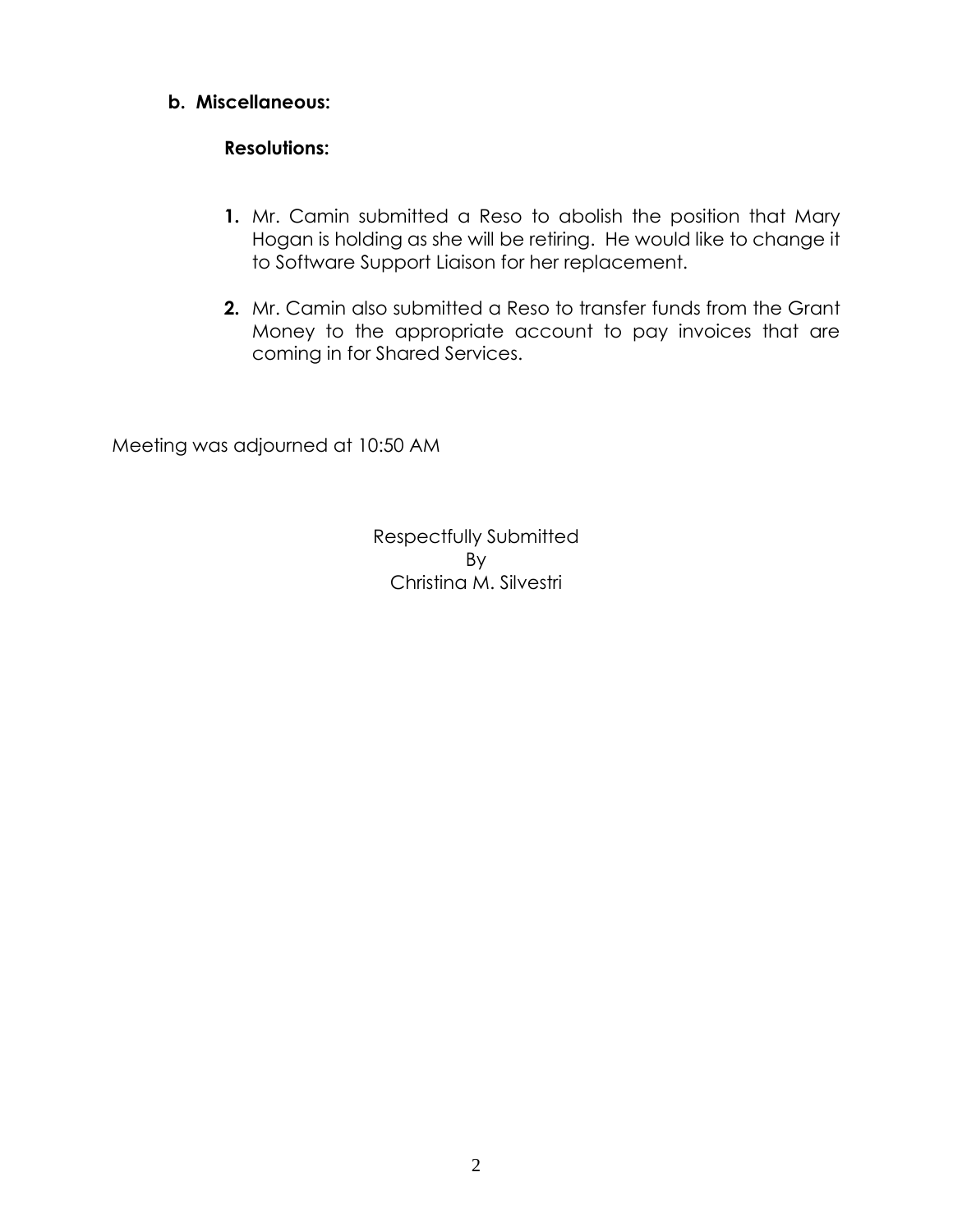**b. Miscellaneous:**

**Resolutions:**

1. Mr. Camin submitted a Reso to abolish the position that Mary Hogan is holding as she will be retiring. He would like to change it to Software Support Liaison for her replacement.

2. Mr. Camin also submitted a Reso to transfer funds from the Grant Money to the appropriate account to pay invoices that are coming in for Shared Services.

Meeting was adjourned at 10:50 AM

Respectfully Submitted
By
Christina M. Silvestri